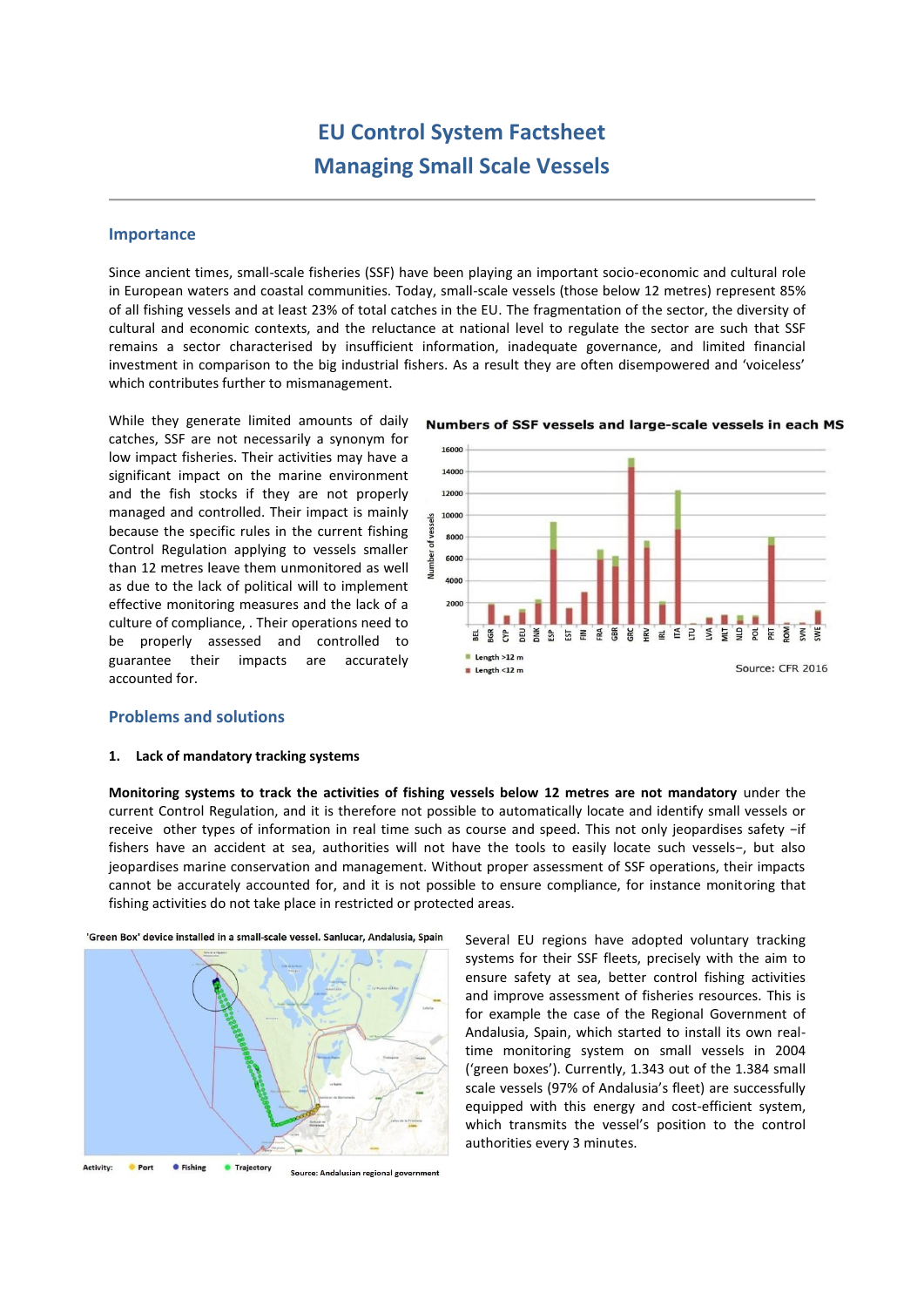# EU Control System Factsheet
# Managing Small Scale Vessels

## Importance

Since ancient times, small-scale fisheries (SSF) have been playing an important socio-economic and cultural role in European waters and coastal communities. Today, small-scale vessels (those below 12 metres) represent 85% of all fishing vessels and at least 23% of total catches in the EU. The fragmentation of the sector, the diversity of cultural and economic contexts, and the reluctance at national level to regulate the sector are such that SSF remains a sector characterised by insufficient information, inadequate governance, and limited financial investment in comparison to the big industrial fishers. As a result they are often disempowered and 'voiceless' which contributes further to mismanagement.

While they generate limited amounts of daily catches, SSF are not necessarily a synonym for low impact fisheries. Their activities may have a significant impact on the marine environment and the fish stocks if they are not properly managed and controlled. Their impact is mainly because the specific rules in the current fishing Control Regulation applying to vessels smaller than 12 metres leave them unmonitored as well as due to the lack of political will to implement effective monitoring measures and the lack of a culture of compliance, . Their operations need to be properly assessed and controlled to guarantee their impacts are accurately accounted for.

**Numbers of SSF vessels and large-scale vessels in each MS**

Legend: Length >12 m; Length <12 m

Source: CFR 2016

## Problems and solutions

### 1. Lack of mandatory tracking systems

**Monitoring systems to track the activities of fishing vessels below 12 metres are not mandatory** under the current Control Regulation, and it is therefore not possible to automatically locate and identify small vessels or receive other types of information in real time such as course and speed. This not only jeopardises safety –if fishers have an accident at sea, authorities will not have the tools to easily locate such vessels–, but also jeopardises marine conservation and management. Without proper assessment of SSF operations, their impacts cannot be accurately accounted for, and it is not possible to ensure compliance, for instance monitoring that fishing activities do not take place in restricted or protected areas.

'Green Box' device installed in a small-scale vessel. Sanlucar, Andalusia, Spain

Activity: Port, Fishing, Trajectory

Source: Andalusian regional government

Several EU regions have adopted voluntary tracking systems for their SSF fleets, precisely with the aim to ensure safety at sea, better control fishing activities and improve assessment of fisheries resources. This is for example the case of the Regional Government of Andalusia, Spain, which started to install its own real-time monitoring system on small vessels in 2004 ('green boxes'). Currently, 1.343 out of the 1.384 small scale vessels (97% of Andalusia's fleet) are successfully equipped with this energy and cost-efficient system, which transmits the vessel's position to the control authorities every 3 minutes.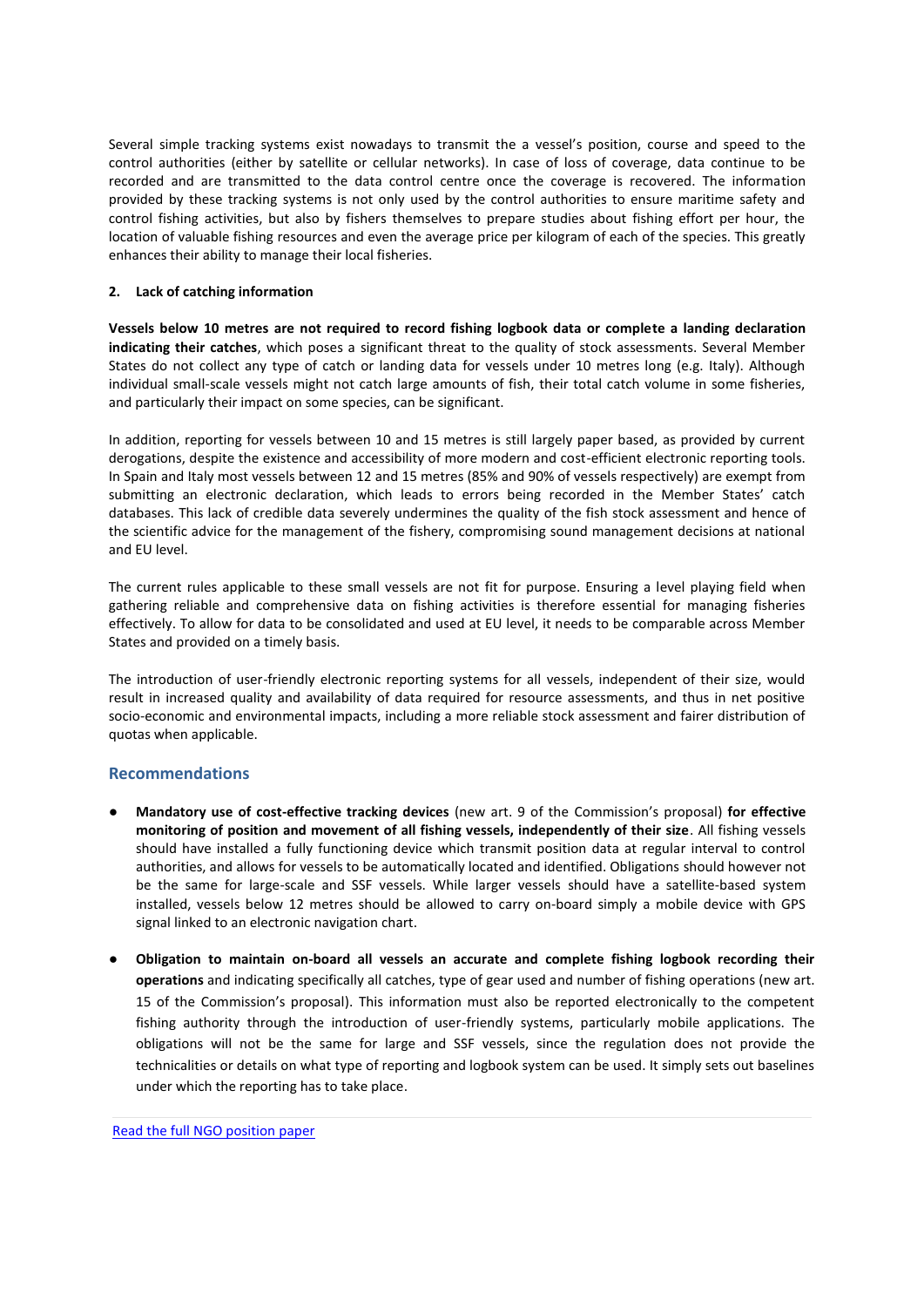Several simple tracking systems exist nowadays to transmit the a vessel's position, course and speed to the control authorities (either by satellite or cellular networks). In case of loss of coverage, data continue to be recorded and are transmitted to the data control centre once the coverage is recovered. The information provided by these tracking systems is not only used by the control authorities to ensure maritime safety and control fishing activities, but also by fishers themselves to prepare studies about fishing effort per hour, the location of valuable fishing resources and even the average price per kilogram of each of the species. This greatly enhances their ability to manage their local fisheries.

#### 2. Lack of catching information

**Vessels below 10 metres are not required to record fishing logbook data or complete a landing declaration indicating their catches**, which poses a significant threat to the quality of stock assessments. Several Member States do not collect any type of catch or landing data for vessels under 10 metres long (e.g. Italy). Although individual small-scale vessels might not catch large amounts of fish, their total catch volume in some fisheries, and particularly their impact on some species, can be significant.

In addition, reporting for vessels between 10 and 15 metres is still largely paper based, as provided by current derogations, despite the existence and accessibility of more modern and cost-efficient electronic reporting tools. In Spain and Italy most vessels between 12 and 15 metres (85% and 90% of vessels respectively) are exempt from submitting an electronic declaration, which leads to errors being recorded in the Member States' catch databases. This lack of credible data severely undermines the quality of the fish stock assessment and hence of the scientific advice for the management of the fishery, compromising sound management decisions at national and EU level.

The current rules applicable to these small vessels are not fit for purpose. Ensuring a level playing field when gathering reliable and comprehensive data on fishing activities is therefore essential for managing fisheries effectively. To allow for data to be consolidated and used at EU level, it needs to be comparable across Member States and provided on a timely basis.

The introduction of user-friendly electronic reporting systems for all vessels, independent of their size, would result in increased quality and availability of data required for resource assessments, and thus in net positive socio-economic and environmental impacts, including a more reliable stock assessment and fairer distribution of quotas when applicable.

## Recommendations

- **Mandatory use of cost-effective tracking devices** (new art. 9 of the Commission's proposal) **for effective monitoring of position and movement of all fishing vessels, independently of their size**. All fishing vessels should have installed a fully functioning device which transmit position data at regular interval to control authorities, and allows for vessels to be automatically located and identified. Obligations should however not be the same for large-scale and SSF vessels. While larger vessels should have a satellite-based system installed, vessels below 12 metres should be allowed to carry on-board simply a mobile device with GPS signal linked to an electronic navigation chart.

- **Obligation to maintain on-board all vessels an accurate and complete fishing logbook recording their operations** and indicating specifically all catches, type of gear used and number of fishing operations (new art. 15 of the Commission's proposal). This information must also be reported electronically to the competent fishing authority through the introduction of user-friendly systems, particularly mobile applications. The obligations will not be the same for large and SSF vessels, since the regulation does not provide the technicalities or details on what type of reporting and logbook system can be used. It simply sets out baselines under which the reporting has to take place.

Read the full NGO position paper